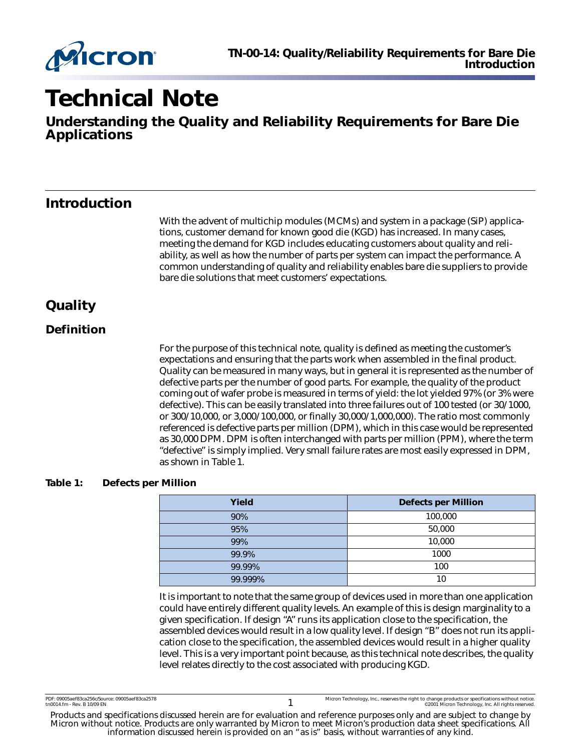# Technical Note

## Understanding the Quality and Reliability Requirements for Bare Die Applications

## Introduction

With the advent of multichip modules (MCMs) and system in a package (SiP) applications, customer demand for known good die (KGD) has increased. In many cases, meeting the demand for KGD includes educating customers about quality and reliability, as well as how the number of parts per system can impact the performance. A common understanding of quality and reliability enables bare die suppliers to provide bare die solutions that meet customers' expectations.

## Quality

### Definition

For the purpose of this technical note, quality is defined as meeting the customer's expectations and ensuring that the parts work when assembled in the final product. Quality can be measured in many ways, but in general it is represented as the number of defective parts per the number of good parts. For example, the quality of the product coming out of wafer probe is measured in terms of yield: the lot yielded 97% (or 3% were defective). This can be easily translated into three failures out of 100 tested (or 30/1000, or 300/10,000, or 3,000/100,000, or finally 30,000/1,000,000). The ratio most commonly referenced is defective parts per million (DPM), which in this case would be represented as 30,000 DPM. DPM is often interchanged with parts per million (PPM), where the term "defective" is simply implied. Very small failure rates are most easily expressed in DPM, as shown in Table 1.

**Table 1: Defects per Million**

| Yield | Defects per Million |
|---|---|
| 90% | 100,000 |
| 95% | 50,000 |
| 99% | 10,000 |
| 99.9% | 1000 |
| 99.99% | 100 |
| 99.999% | 10 |

It is important to note that the same group of devices used in more than one application could have entirely different quality levels. An example of this is design marginality to a given specification. If design "A" runs its application close to the specification, the assembled devices would result in a low quality level. If design "B" does not run its application close to the specification, the assembled devices would result in a higher quality level. This is a very important point because, as this technical note describes, the quality level relates directly to the cost associated with producing KGD.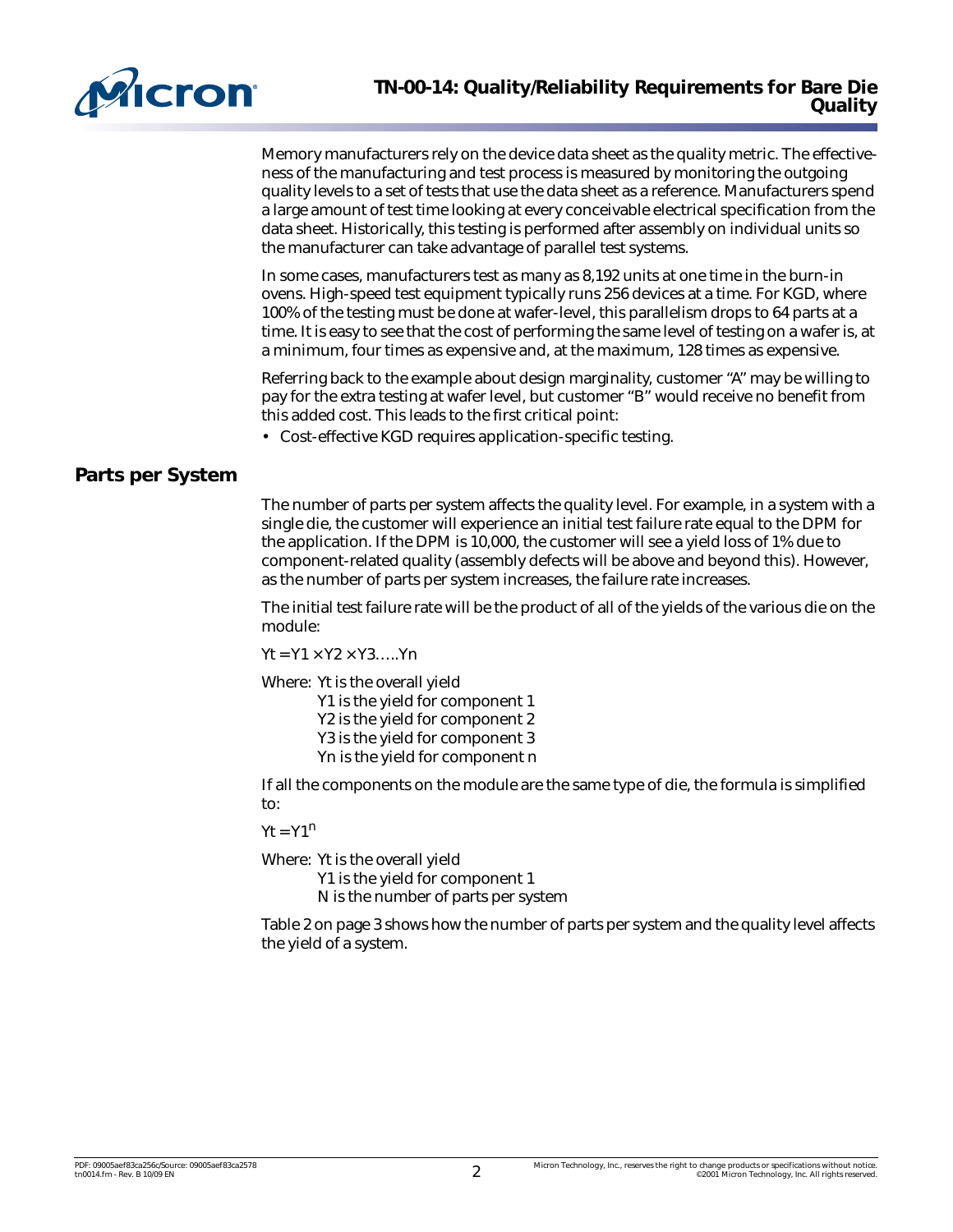Memory manufacturers rely on the device data sheet as the quality metric. The effectiveness of the manufacturing and test process is measured by monitoring the outgoing quality levels to a set of tests that use the data sheet as a reference. Manufacturers spend a large amount of test time looking at every conceivable electrical specification from the data sheet. Historically, this testing is performed after assembly on individual units so the manufacturer can take advantage of parallel test systems.

In some cases, manufacturers test as many as 8,192 units at one time in the burn-in ovens. High-speed test equipment typically runs 256 devices at a time. For KGD, where 100% of the testing must be done at wafer-level, this parallelism drops to 64 parts at a time. It is easy to see that the cost of performing the same level of testing on a wafer is, at a minimum, four times as expensive and, at the maximum, 128 times as expensive.

Referring back to the example about design marginality, customer "A" may be willing to pay for the extra testing at wafer level, but customer "B" would receive no benefit from this added cost. This leads to the first critical point:

- Cost-effective KGD requires application-specific testing.

## Parts per System

The number of parts per system affects the quality level. For example, in a system with a single die, the customer will experience an initial test failure rate equal to the DPM for the application. If the DPM is 10,000, the customer will see a yield loss of 1% due to component-related quality (assembly defects will be above and beyond this). However, as the number of parts per system increases, the failure rate increases.

The initial test failure rate will be the product of all of the yields of the various die on the module:

$Yt = Y1 \times Y2 \times Y3.....Yn$

Where: Yt is the overall yield
Y1 is the yield for component 1
Y2 is the yield for component 2
Y3 is the yield for component 3
Yn is the yield for component n

If all the components on the module are the same type of die, the formula is simplified to:

$Yt = Y1^n$

Where: Yt is the overall yield
Y1 is the yield for component 1
N is the number of parts per system

Table 2 on page 3 shows how the number of parts per system and the quality level affects the yield of a system.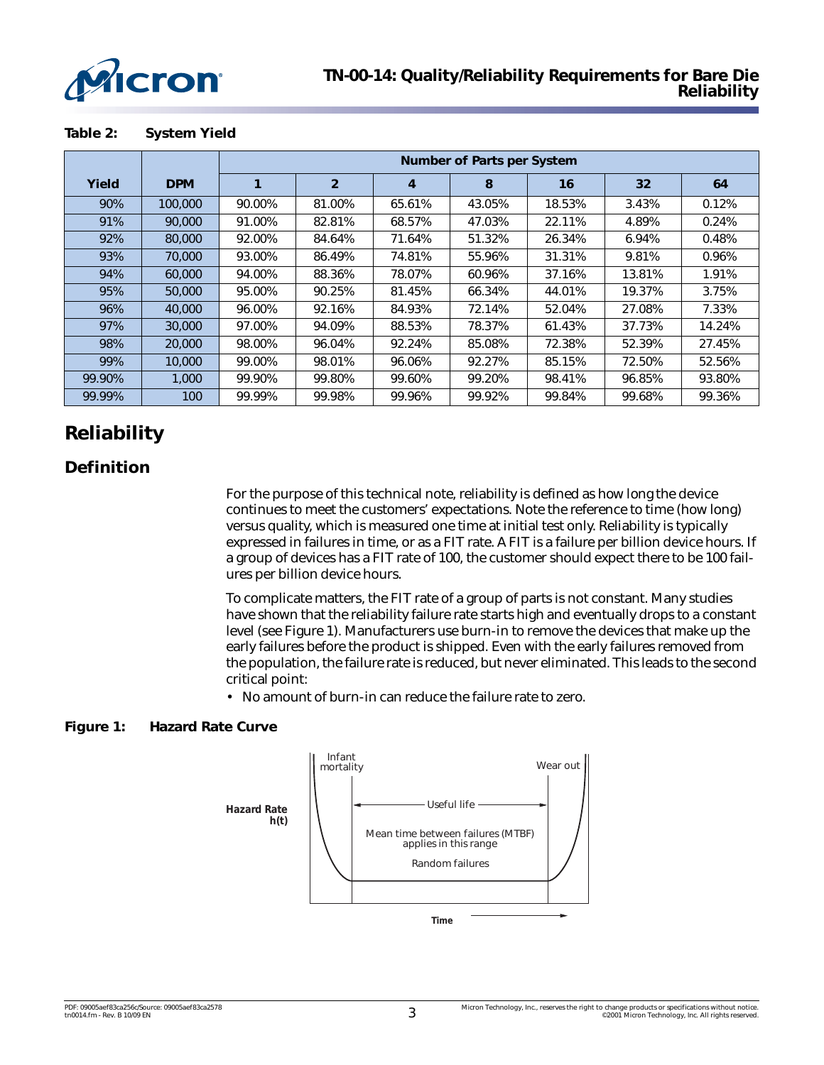**Table 2: System Yield**

| Yield | DPM | Number of Parts per System | | | | | | |
|---|---|---|---|---|---|---|---|---|
| | | 1 | 2 | 4 | 8 | 16 | 32 | 64 |
| 90% | 100,000 | 90.00% | 81.00% | 65.61% | 43.05% | 18.53% | 3.43% | 0.12% |
| 91% | 90,000 | 91.00% | 82.81% | 68.57% | 47.03% | 22.11% | 4.89% | 0.24% |
| 92% | 80,000 | 92.00% | 84.64% | 71.64% | 51.32% | 26.34% | 6.94% | 0.48% |
| 93% | 70,000 | 93.00% | 86.49% | 74.81% | 55.96% | 31.31% | 9.81% | 0.96% |
| 94% | 60,000 | 94.00% | 88.36% | 78.07% | 60.96% | 37.16% | 13.81% | 1.91% |
| 95% | 50,000 | 95.00% | 90.25% | 81.45% | 66.34% | 44.01% | 19.37% | 3.75% |
| 96% | 40,000 | 96.00% | 92.16% | 84.93% | 72.14% | 52.04% | 27.08% | 7.33% |
| 97% | 30,000 | 97.00% | 94.09% | 88.53% | 78.37% | 61.43% | 37.73% | 14.24% |
| 98% | 20,000 | 98.00% | 96.04% | 92.24% | 85.08% | 72.38% | 52.39% | 27.45% |
| 99% | 10,000 | 99.00% | 98.01% | 96.06% | 92.27% | 85.15% | 72.50% | 52.56% |
| 99.90% | 1,000 | 99.90% | 99.80% | 99.60% | 99.20% | 98.41% | 96.85% | 93.80% |
| 99.99% | 100 | 99.99% | 99.98% | 99.96% | 99.92% | 99.84% | 99.68% | 99.36% |

# Reliability

## Definition

For the purpose of this technical note, reliability is defined as how long the device continues to meet the customers' expectations. Note the reference to time (how long) versus quality, which is measured one time at initial test only. Reliability is typically expressed in failures in time, or as a FIT rate. A FIT is a failure per billion device hours. If a group of devices has a FIT rate of 100, the customer should expect there to be 100 failures per billion device hours.

To complicate matters, the FIT rate of a group of parts is not constant. Many studies have shown that the reliability failure rate starts high and eventually drops to a constant level (see Figure 1). Manufacturers use burn-in to remove the devices that make up the early failures before the product is shipped. Even with the early failures removed from the population, the failure rate is reduced, but never eliminated. This leads to the second critical point:

- No amount of burn-in can reduce the failure rate to zero.

**Figure 1: Hazard Rate Curve**

Hazard Rate h(t)

Infant mortality

Wear out

Useful life

Mean time between failures (MTBF) applies in this range

Random failures

Time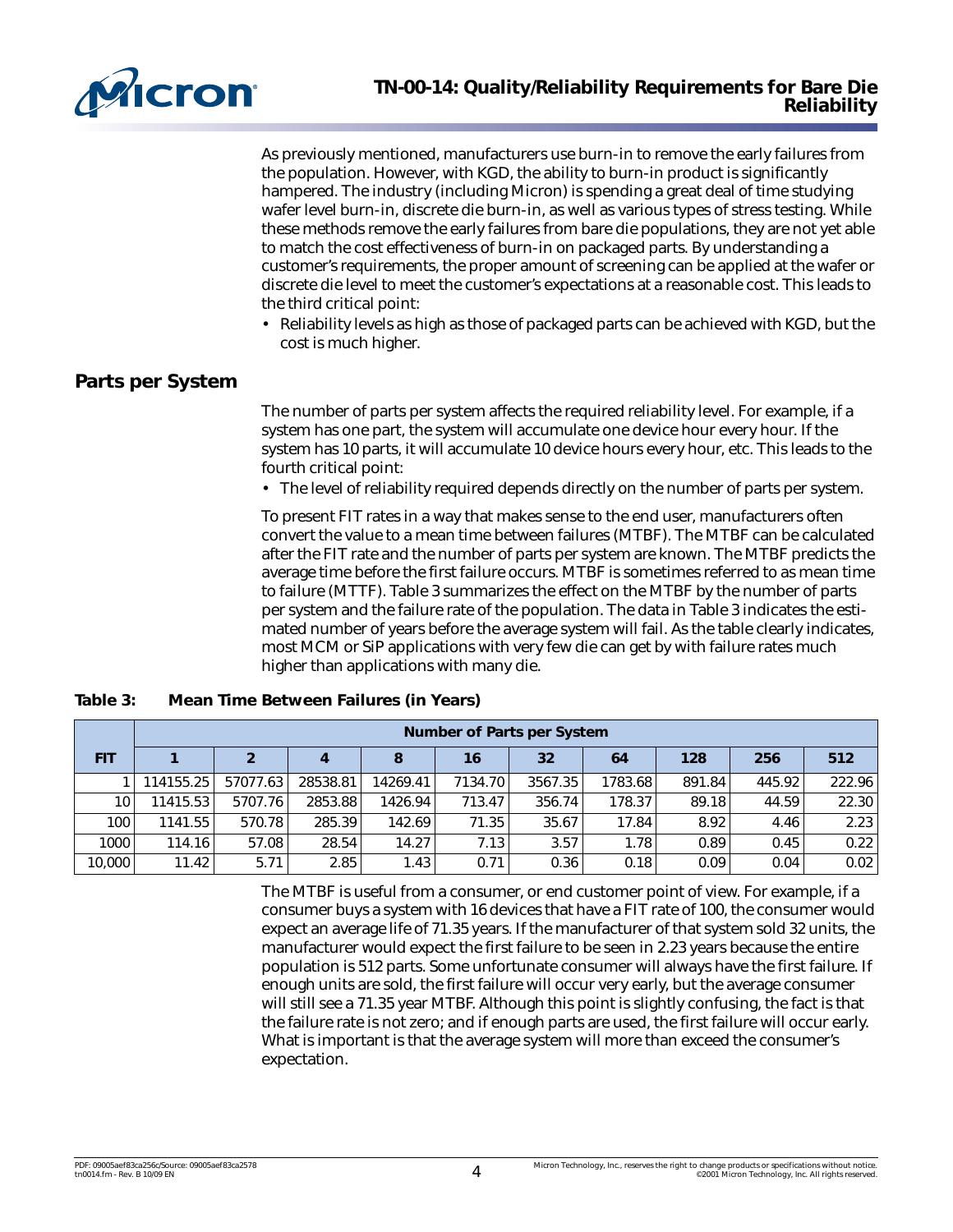As previously mentioned, manufacturers use burn-in to remove the early failures from the population. However, with KGD, the ability to burn-in product is significantly hampered. The industry (including Micron) is spending a great deal of time studying wafer level burn-in, discrete die burn-in, as well as various types of stress testing. While these methods remove the early failures from bare die populations, they are not yet able to match the cost effectiveness of burn-in on packaged parts. By understanding a customer's requirements, the proper amount of screening can be applied at the wafer or discrete die level to meet the customer's expectations at a reasonable cost. This leads to the third critical point:

- Reliability levels as high as those of packaged parts can be achieved with KGD, but the cost is much higher.

## Parts per System

The number of parts per system affects the required reliability level. For example, if a system has one part, the system will accumulate one device hour every hour. If the system has 10 parts, it will accumulate 10 device hours every hour, etc. This leads to the fourth critical point:

- The level of reliability required depends directly on the number of parts per system.

To present FIT rates in a way that makes sense to the end user, manufacturers often convert the value to a mean time between failures (MTBF). The MTBF can be calculated after the FIT rate and the number of parts per system are known. The MTBF predicts the average time before the first failure occurs. MTBF is sometimes referred to as mean time to failure (MTTF). Table 3 summarizes the effect on the MTBF by the number of parts per system and the failure rate of the population. The data in Table 3 indicates the estimated number of years before the average system will fail. As the table clearly indicates, most MCM or SiP applications with very few die can get by with failure rates much higher than applications with many die.

**Table 3: Mean Time Between Failures (in Years)**

| | Number of Parts per System | | | | | | | | | |
|---|---|---|---|---|---|---|---|---|---|---|
| **FIT** | **1** | **2** | **4** | **8** | **16** | **32** | **64** | **128** | **256** | **512** |
| 1 | 114155.25 | 57077.63 | 28538.81 | 14269.41 | 7134.70 | 3567.35 | 1783.68 | 891.84 | 445.92 | 222.96 |
| 10 | 11415.53 | 5707.76 | 2853.88 | 1426.94 | 713.47 | 356.74 | 178.37 | 89.18 | 44.59 | 22.30 |
| 100 | 1141.55 | 570.78 | 285.39 | 142.69 | 71.35 | 35.67 | 17.84 | 8.92 | 4.46 | 2.23 |
| 1000 | 114.16 | 57.08 | 28.54 | 14.27 | 7.13 | 3.57 | 1.78 | 0.89 | 0.45 | 0.22 |
| 10,000 | 11.42 | 5.71 | 2.85 | 1.43 | 0.71 | 0.36 | 0.18 | 0.09 | 0.04 | 0.02 |

The MTBF is useful from a consumer, or end customer point of view. For example, if a consumer buys a system with 16 devices that have a FIT rate of 100, the consumer would expect an average life of 71.35 years. If the manufacturer of that system sold 32 units, the manufacturer would expect the first failure to be seen in 2.23 years because the entire population is 512 parts. Some unfortunate consumer will always have the first failure. If enough units are sold, the first failure will occur very early, but the average consumer will still see a 71.35 year MTBF. Although this point is slightly confusing, the fact is that the failure rate is not zero; and if enough parts are used, the first failure will occur early. What is important is that the average system will more than exceed the consumer's expectation.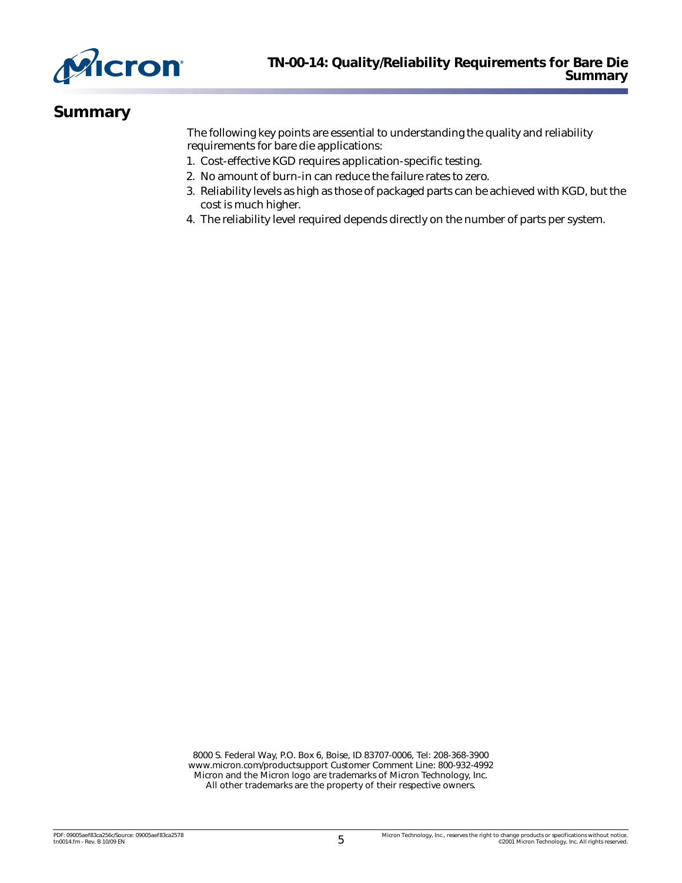## Summary

The following key points are essential to understanding the quality and reliability requirements for bare die applications:

1. Cost-effective KGD requires application-specific testing.
2. No amount of burn-in can reduce the failure rates to zero.
3. Reliability levels as high as those of packaged parts can be achieved with KGD, but the cost is much higher.
4. The reliability level required depends directly on the number of parts per system.

8000 S. Federal Way, P.O. Box 6, Boise, ID 83707-0006, Tel: 208-368-3900
www.micron.com/productsupport Customer Comment Line: 800-932-4992
Micron and the Micron logo are trademarks of Micron Technology, Inc.
All other trademarks are the property of their respective owners.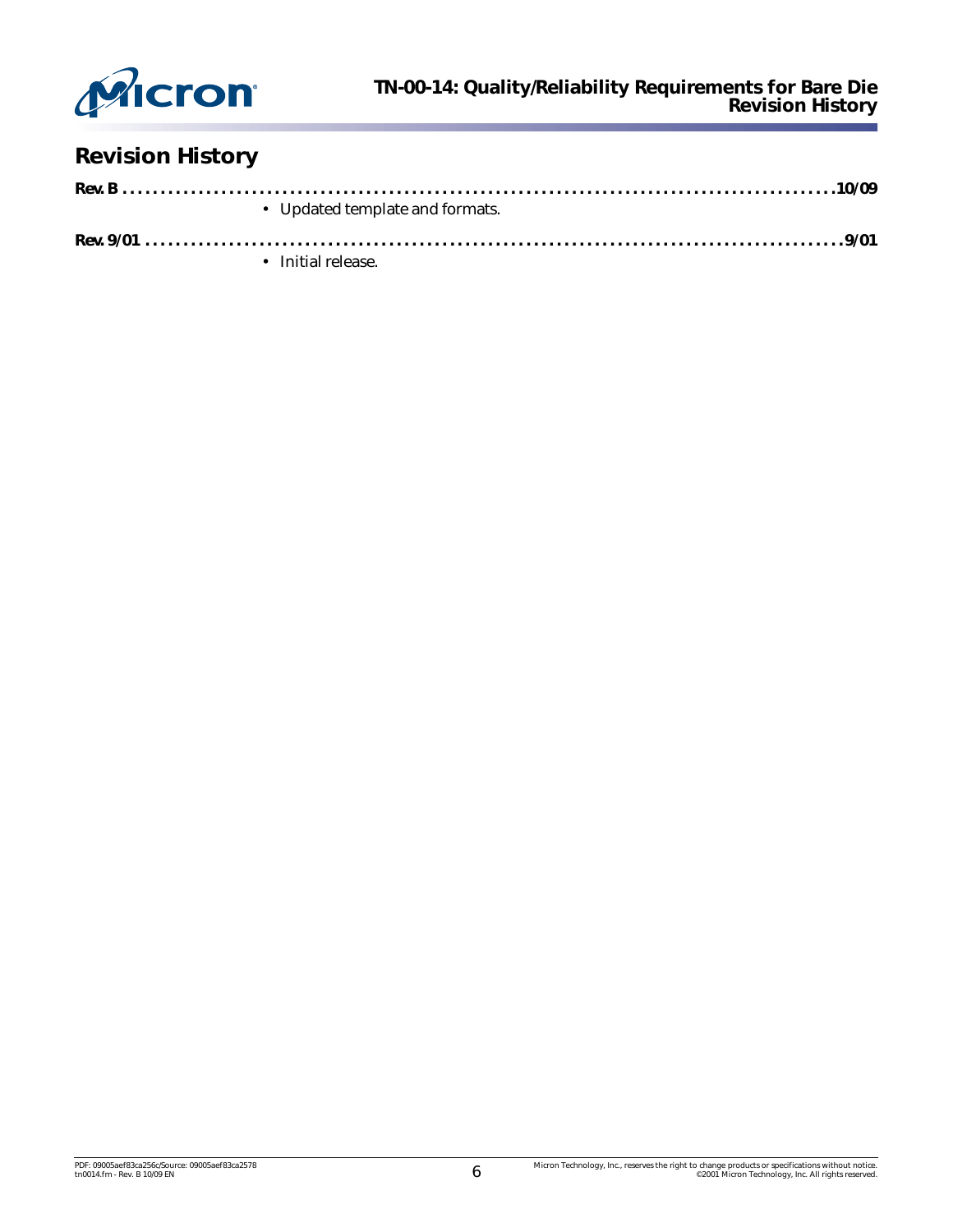# Revision History

**Rev. B . . . . . . . . . . . . . . . . . . . . . . . . . . . . . . . . . . . . . . . . . . . . . . . . . . . . . . . . . . . . . . . . . . . . . . . . . . . . . . . . . . . . . . . . . . . 10/09**

- Updated template and formats.

**Rev. 9/01 . . . . . . . . . . . . . . . . . . . . . . . . . . . . . . . . . . . . . . . . . . . . . . . . . . . . . . . . . . . . . . . . . . . . . . . . . . . . . . . . . . . . . . . . . . . . . 9/01**

- Initial release.